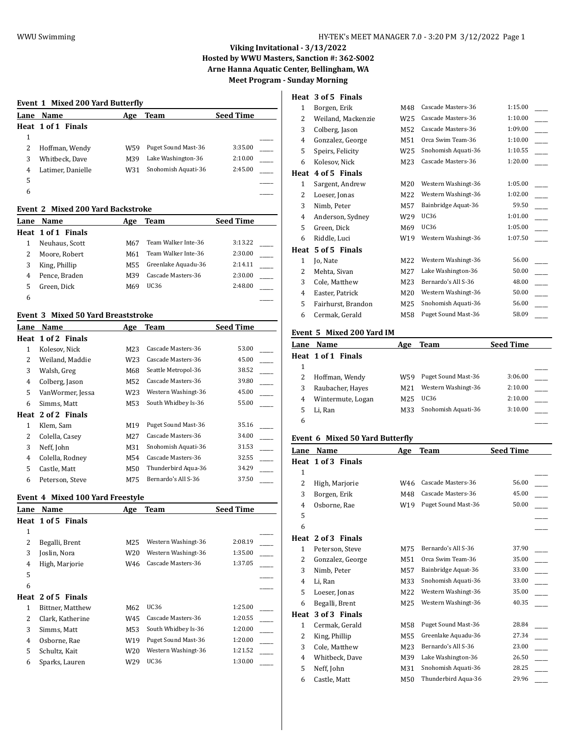# Viking Invitational - 3/13/2022

**Hosted by WWU Masters, Sanction #: 362-S002**

**Arne Hanna Aquatic Center, Bellingham, WA**

**Meet Program - Sunday Morning**

### Event 1 Mixed 200 Yard Butterfly

| Lane | Name | Age | Team | Seed Time |
|---|---|---|---|---|
| **Heat 1 of 1 Finals** | | | | |
| 1 | | | | _____ |
| 2 | Hoffman, Wendy | W59 | Puget Sound Mast-36 | 3:35.00 |
| 3 | Whitbeck, Dave | M39 | Lake Washington-36 | 2:10.00 |
| 4 | Latimer, Danielle | W31 | Snohomish Aquati-36 | 2:45.00 |
| 5 | | | | _____ |
| 6 | | | | _____ |

### Event 2 Mixed 200 Yard Backstroke

| Lane | Name | Age | Team | Seed Time |
|---|---|---|---|---|
| **Heat 1 of 1 Finals** | | | | |
| 1 | Neuhaus, Scott | M67 | Team Walker Inte-36 | 3:13.22 |
| 2 | Moore, Robert | M61 | Team Walker Inte-36 | 2:30.00 |
| 3 | King, Phillip | M55 | Greenlake Aquadu-36 | 2:14.11 |
| 4 | Pence, Braden | M39 | Cascade Masters-36 | 2:30.00 |
| 5 | Green, Dick | M69 | UC36 | 2:48.00 |
| 6 | | | | _____ |

### Event 3 Mixed 50 Yard Breaststroke

| Lane | Name | Age | Team | Seed Time |
|---|---|---|---|---|
| **Heat 1 of 2 Finals** | | | | |
| 1 | Kolesov, Nick | M23 | Cascade Masters-36 | 53.00 |
| 2 | Weiland, Maddie | W23 | Cascade Masters-36 | 45.00 |
| 3 | Walsh, Greg | M68 | Seattle Metropol-36 | 38.52 |
| 4 | Colberg, Jason | M52 | Cascade Masters-36 | 39.80 |
| 5 | VanWormer, Jessa | W23 | Western Washingt-36 | 45.00 |
| 6 | Simms, Matt | M53 | South Whidbey Is-36 | 55.00 |
| **Heat 2 of 2 Finals** | | | | |
| 1 | Klem, Sam | M19 | Puget Sound Mast-36 | 35.16 |
| 2 | Colella, Casey | M27 | Cascade Masters-36 | 34.00 |
| 3 | Neff, John | M31 | Snohomish Aquati-36 | 31.53 |
| 4 | Colella, Rodney | M54 | Cascade Masters-36 | 32.55 |
| 5 | Castle, Matt | M50 | Thunderbird Aqua-36 | 34.29 |
| 6 | Peterson, Steve | M75 | Bernardo's All S-36 | 37.50 |

### Event 4 Mixed 100 Yard Freestyle

| Lane | Name | Age | Team | Seed Time |
|---|---|---|---|---|
| **Heat 1 of 5 Finals** | | | | |
| 1 | | | | _____ |
| 2 | Begalli, Brent | M25 | Western Washingt-36 | 2:08.19 |
| 3 | Joslin, Nora | W20 | Western Washingt-36 | 1:35.00 |
| 4 | High, Marjorie | W46 | Cascade Masters-36 | 1:37.05 |
| 5 | | | | _____ |
| 6 | | | | _____ |
| **Heat 2 of 5 Finals** | | | | |
| 1 | Bittner, Matthew | M62 | UC36 | 1:25.00 |
| 2 | Clark, Katherine | W45 | Cascade Masters-36 | 1:20.55 |
| 3 | Simms, Matt | M53 | South Whidbey Is-36 | 1:20.00 |
| 4 | Osborne, Rae | W19 | Puget Sound Mast-36 | 1:20.00 |
| 5 | Schultz, Kait | W20 | Western Washingt-36 | 1:21.52 |
| 6 | Sparks, Lauren | W29 | UC36 | 1:30.00 |
| **Heat 3 of 5 Finals** | | | | |
| 1 | Borgen, Erik | M48 | Cascade Masters-36 | 1:15.00 |
| 2 | Weiland, Mackenzie | W25 | Cascade Masters-36 | 1:10.00 |
| 3 | Colberg, Jason | M52 | Cascade Masters-36 | 1:09.00 |
| 4 | Gonzalez, George | M51 | Orca Swim Team-36 | 1:10.00 |
| 5 | Speirs, Felicity | W25 | Snohomish Aquati-36 | 1:10.55 |
| 6 | Kolesov, Nick | M23 | Cascade Masters-36 | 1:20.00 |
| **Heat 4 of 5 Finals** | | | | |
| 1 | Sargent, Andrew | M20 | Western Washingt-36 | 1:05.00 |
| 2 | Loeser, Jonas | M22 | Western Washingt-36 | 1:02.00 |
| 3 | Nimb, Peter | M57 | Bainbridge Aquat-36 | 59.50 |
| 4 | Anderson, Sydney | W29 | UC36 | 1:01.00 |
| 5 | Green, Dick | M69 | UC36 | 1:05.00 |
| 6 | Riddle, Luci | W19 | Western Washingt-36 | 1:07.50 |
| **Heat 5 of 5 Finals** | | | | |
| 1 | Jo, Nate | M22 | Western Washingt-36 | 56.00 |
| 2 | Mehta, Sivan | M27 | Lake Washington-36 | 50.00 |
| 3 | Cole, Matthew | M23 | Bernardo's All S-36 | 48.00 |
| 4 | Easter, Patrick | M20 | Western Washingt-36 | 50.00 |
| 5 | Fairhurst, Brandon | M25 | Snohomish Aquati-36 | 56.00 |
| 6 | Cermak, Gerald | M58 | Puget Sound Mast-36 | 58.09 |

### Event 5 Mixed 200 Yard IM

| Lane | Name | Age | Team | Seed Time |
|---|---|---|---|---|
| **Heat 1 of 1 Finals** | | | | |
| 1 | | | | _____ |
| 2 | Hoffman, Wendy | W59 | Puget Sound Mast-36 | 3:06.00 |
| 3 | Raubacher, Hayes | M21 | Western Washingt-36 | 2:10.00 |
| 4 | Wintermute, Logan | M25 | UC36 | 2:10.00 |
| 5 | Li, Ran | M33 | Snohomish Aquati-36 | 3:10.00 |
| 6 | | | | _____ |

### Event 6 Mixed 50 Yard Butterfly

| Lane | Name | Age | Team | Seed Time |
|---|---|---|---|---|
| **Heat 1 of 3 Finals** | | | | |
| 1 | | | | _____ |
| 2 | High, Marjorie | W46 | Cascade Masters-36 | 56.00 |
| 3 | Borgen, Erik | M48 | Cascade Masters-36 | 45.00 |
| 4 | Osborne, Rae | W19 | Puget Sound Mast-36 | 50.00 |
| 5 | | | | _____ |
| 6 | | | | _____ |
| **Heat 2 of 3 Finals** | | | | |
| 1 | Peterson, Steve | M75 | Bernardo's All S-36 | 37.90 |
| 2 | Gonzalez, George | M51 | Orca Swim Team-36 | 35.00 |
| 3 | Nimb, Peter | M57 | Bainbridge Aquat-36 | 33.00 |
| 4 | Li, Ran | M33 | Snohomish Aquati-36 | 33.00 |
| 5 | Loeser, Jonas | M22 | Western Washingt-36 | 35.00 |
| 6 | Begalli, Brent | M25 | Western Washingt-36 | 40.35 |
| **Heat 3 of 3 Finals** | | | | |
| 1 | Cermak, Gerald | M58 | Puget Sound Mast-36 | 28.84 |
| 2 | King, Phillip | M55 | Greenlake Aquadu-36 | 27.34 |
| 3 | Cole, Matthew | M23 | Bernardo's All S-36 | 23.00 |
| 4 | Whitbeck, Dave | M39 | Lake Washington-36 | 26.50 |
| 5 | Neff, John | M31 | Snohomish Aquati-36 | 28.25 |
| 6 | Castle, Matt | M50 | Thunderbird Aqua-36 | 29.96 |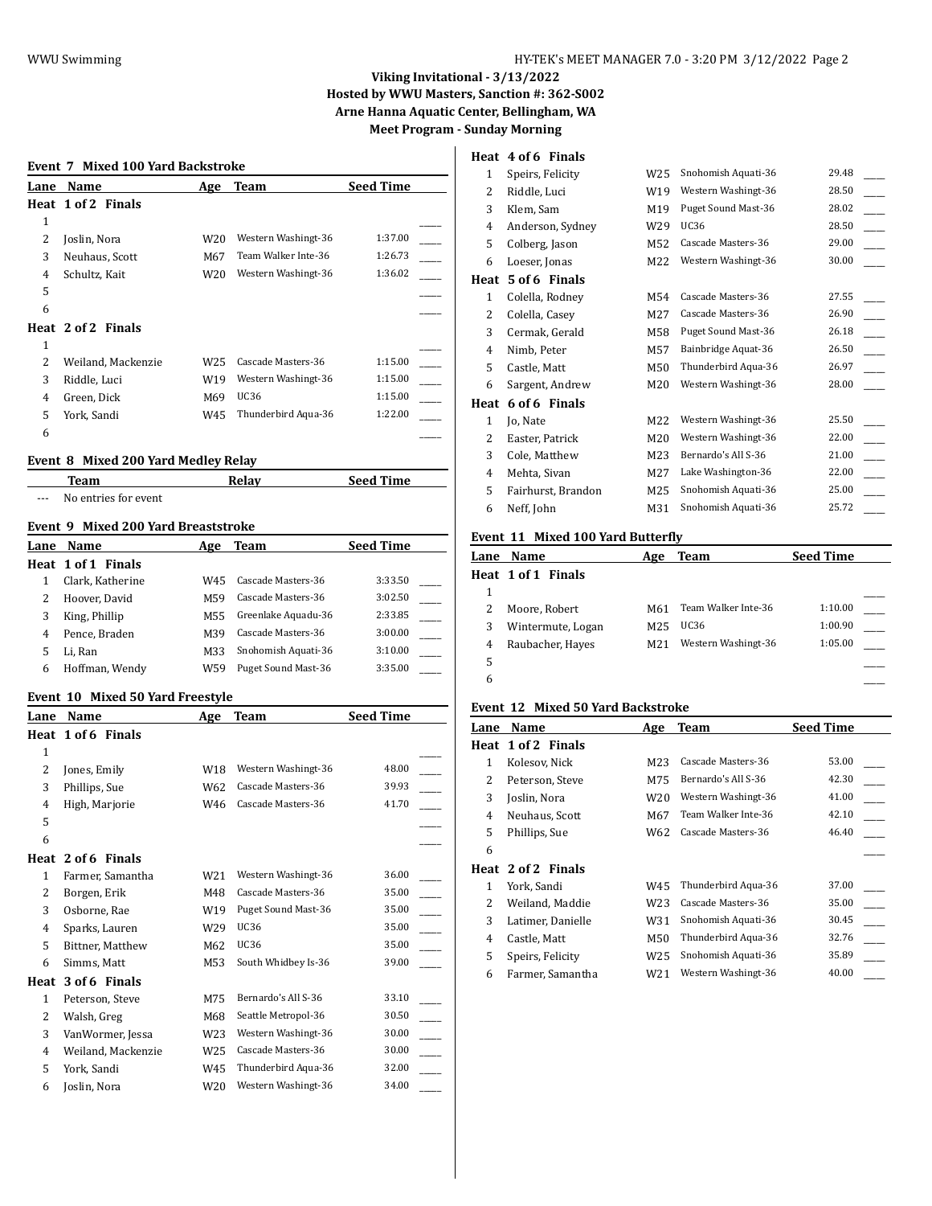**Viking Invitational - 3/13/2022**
**Hosted by WWU Masters, Sanction #: 362-S002**
**Arne Hanna Aquatic Center, Bellingham, WA**
**Meet Program - Sunday Morning**

### Event 7 Mixed 100 Yard Backstroke

| Lane | Name | Age | Team | Seed Time |
|---|---|---|---|---|
| **Heat 1 of 2 Finals** | | | | |
| 1 | | | | |
| 2 | Joslin, Nora | W20 | Western Washingt-36 | 1:37.00 |
| 3 | Neuhaus, Scott | M67 | Team Walker Inte-36 | 1:26.73 |
| 4 | Schultz, Kait | W20 | Western Washingt-36 | 1:36.02 |
| 5 | | | | |
| 6 | | | | |
| **Heat 2 of 2 Finals** | | | | |
| 1 | | | | |
| 2 | Weiland, Mackenzie | W25 | Cascade Masters-36 | 1:15.00 |
| 3 | Riddle, Luci | W19 | Western Washingt-36 | 1:15.00 |
| 4 | Green, Dick | M69 | UC36 | 1:15.00 |
| 5 | York, Sandi | W45 | Thunderbird Aqua-36 | 1:22.00 |
| 6 | | | | |

### Event 8 Mixed 200 Yard Medley Relay

| | Team | Relay | Seed Time |
|---|---|---|---|
| --- | No entries for event | | |

### Event 9 Mixed 200 Yard Breaststroke

| Lane | Name | Age | Team | Seed Time |
|---|---|---|---|---|
| **Heat 1 of 1 Finals** | | | | |
| 1 | Clark, Katherine | W45 | Cascade Masters-36 | 3:33.50 |
| 2 | Hoover, David | M59 | Cascade Masters-36 | 3:02.50 |
| 3 | King, Phillip | M55 | Greenlake Aquadu-36 | 2:33.85 |
| 4 | Pence, Braden | M39 | Cascade Masters-36 | 3:00.00 |
| 5 | Li, Ran | M33 | Snohomish Aquati-36 | 3:10.00 |
| 6 | Hoffman, Wendy | W59 | Puget Sound Mast-36 | 3:35.00 |

### Event 10 Mixed 50 Yard Freestyle

| Lane | Name | Age | Team | Seed Time |
|---|---|---|---|---|
| **Heat 1 of 6 Finals** | | | | |
| 1 | | | | |
| 2 | Jones, Emily | W18 | Western Washingt-36 | 48.00 |
| 3 | Phillips, Sue | W62 | Cascade Masters-36 | 39.93 |
| 4 | High, Marjorie | W46 | Cascade Masters-36 | 41.70 |
| 5 | | | | |
| 6 | | | | |
| **Heat 2 of 6 Finals** | | | | |
| 1 | Farmer, Samantha | W21 | Western Washingt-36 | 36.00 |
| 2 | Borgen, Erik | M48 | Cascade Masters-36 | 35.00 |
| 3 | Osborne, Rae | W19 | Puget Sound Mast-36 | 35.00 |
| 4 | Sparks, Lauren | W29 | UC36 | 35.00 |
| 5 | Bittner, Matthew | M62 | UC36 | 35.00 |
| 6 | Simms, Matt | M53 | South Whidbey Is-36 | 39.00 |
| **Heat 3 of 6 Finals** | | | | |
| 1 | Peterson, Steve | M75 | Bernardo's All S-36 | 33.10 |
| 2 | Walsh, Greg | M68 | Seattle Metropol-36 | 30.50 |
| 3 | VanWormer, Jessa | W23 | Western Washingt-36 | 30.00 |
| 4 | Weiland, Mackenzie | W25 | Cascade Masters-36 | 30.00 |
| 5 | York, Sandi | W45 | Thunderbird Aqua-36 | 32.00 |
| 6 | Joslin, Nora | W20 | Western Washingt-36 | 34.00 |
| **Heat 4 of 6 Finals** | | | | |
| 1 | Speirs, Felicity | W25 | Snohomish Aquati-36 | 29.48 |
| 2 | Riddle, Luci | W19 | Western Washingt-36 | 28.50 |
| 3 | Klem, Sam | M19 | Puget Sound Mast-36 | 28.02 |
| 4 | Anderson, Sydney | W29 | UC36 | 28.50 |
| 5 | Colberg, Jason | M52 | Cascade Masters-36 | 29.00 |
| 6 | Loeser, Jonas | M22 | Western Washingt-36 | 30.00 |
| **Heat 5 of 6 Finals** | | | | |
| 1 | Colella, Rodney | M54 | Cascade Masters-36 | 27.55 |
| 2 | Colella, Casey | M27 | Cascade Masters-36 | 26.90 |
| 3 | Cermak, Gerald | M58 | Puget Sound Mast-36 | 26.18 |
| 4 | Nimb, Peter | M57 | Bainbridge Aquat-36 | 26.50 |
| 5 | Castle, Matt | M50 | Thunderbird Aqua-36 | 26.97 |
| 6 | Sargent, Andrew | M20 | Western Washingt-36 | 28.00 |
| **Heat 6 of 6 Finals** | | | | |
| 1 | Jo, Nate | M22 | Western Washingt-36 | 25.50 |
| 2 | Easter, Patrick | M20 | Western Washingt-36 | 22.00 |
| 3 | Cole, Matthew | M23 | Bernardo's All S-36 | 21.00 |
| 4 | Mehta, Sivan | M27 | Lake Washington-36 | 22.00 |
| 5 | Fairhurst, Brandon | M25 | Snohomish Aquati-36 | 25.00 |
| 6 | Neff, John | M31 | Snohomish Aquati-36 | 25.72 |

### Event 11 Mixed 100 Yard Butterfly

| Lane | Name | Age | Team | Seed Time |
|---|---|---|---|---|
| **Heat 1 of 1 Finals** | | | | |
| 1 | | | | |
| 2 | Moore, Robert | M61 | Team Walker Inte-36 | 1:10.00 |
| 3 | Wintermute, Logan | M25 | UC36 | 1:00.90 |
| 4 | Raubacher, Hayes | M21 | Western Washingt-36 | 1:05.00 |
| 5 | | | | |
| 6 | | | | |

### Event 12 Mixed 50 Yard Backstroke

| Lane | Name | Age | Team | Seed Time |
|---|---|---|---|---|
| **Heat 1 of 2 Finals** | | | | |
| 1 | Kolesov, Nick | M23 | Cascade Masters-36 | 53.00 |
| 2 | Peterson, Steve | M75 | Bernardo's All S-36 | 42.30 |
| 3 | Joslin, Nora | W20 | Western Washingt-36 | 41.00 |
| 4 | Neuhaus, Scott | M67 | Team Walker Inte-36 | 42.10 |
| 5 | Phillips, Sue | W62 | Cascade Masters-36 | 46.40 |
| 6 | | | | |
| **Heat 2 of 2 Finals** | | | | |
| 1 | York, Sandi | W45 | Thunderbird Aqua-36 | 37.00 |
| 2 | Weiland, Maddie | W23 | Cascade Masters-36 | 35.00 |
| 3 | Latimer, Danielle | W31 | Snohomish Aquati-36 | 30.45 |
| 4 | Castle, Matt | M50 | Thunderbird Aqua-36 | 32.76 |
| 5 | Speirs, Felicity | W25 | Snohomish Aquati-36 | 35.89 |
| 6 | Farmer, Samantha | W21 | Western Washingt-36 | 40.00 |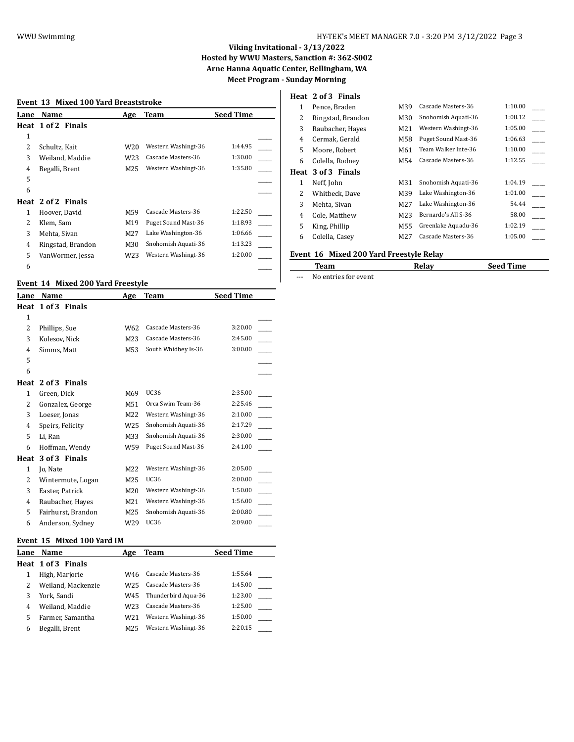**Viking Invitational - 3/13/2022**
**Hosted by WWU Masters, Sanction #: 362-S002**
**Arne Hanna Aquatic Center, Bellingham, WA**
**Meet Program - Sunday Morning**

### Event 13 Mixed 100 Yard Breaststroke

| Lane | Name | Age | Team | Seed Time | |
|---|---|---|---|---|---|
| **Heat 1 of 2 Finals** | | | | | |
| 1 | | | | | _____ |
| 2 | Schultz, Kait | W20 | Western Washingt-36 | 1:44.95 | _____ |
| 3 | Weiland, Maddie | W23 | Cascade Masters-36 | 1:30.00 | _____ |
| 4 | Begalli, Brent | M25 | Western Washingt-36 | 1:35.80 | _____ |
| 5 | | | | | _____ |
| 6 | | | | | _____ |
| **Heat 2 of 2 Finals** | | | | | |
| 1 | Hoover, David | M59 | Cascade Masters-36 | 1:22.50 | _____ |
| 2 | Klem, Sam | M19 | Puget Sound Mast-36 | 1:18.93 | _____ |
| 3 | Mehta, Sivan | M27 | Lake Washington-36 | 1:06.66 | _____ |
| 4 | Ringstad, Brandon | M30 | Snohomish Aquati-36 | 1:13.23 | _____ |
| 5 | VanWormer, Jessa | W23 | Western Washingt-36 | 1:20.00 | _____ |
| 6 | | | | | _____ |

### Event 14 Mixed 200 Yard Freestyle

| Lane | Name | Age | Team | Seed Time | |
|---|---|---|---|---|---|
| **Heat 1 of 3 Finals** | | | | | |
| 1 | | | | | _____ |
| 2 | Phillips, Sue | W62 | Cascade Masters-36 | 3:20.00 | _____ |
| 3 | Kolesov, Nick | M23 | Cascade Masters-36 | 2:45.00 | _____ |
| 4 | Simms, Matt | M53 | South Whidbey Is-36 | 3:00.00 | _____ |
| 5 | | | | | _____ |
| 6 | | | | | _____ |
| **Heat 2 of 3 Finals** | | | | | |
| 1 | Green, Dick | M69 | UC36 | 2:35.00 | _____ |
| 2 | Gonzalez, George | M51 | Orca Swim Team-36 | 2:25.46 | _____ |
| 3 | Loeser, Jonas | M22 | Western Washingt-36 | 2:10.00 | _____ |
| 4 | Speirs, Felicity | W25 | Snohomish Aquati-36 | 2:17.29 | _____ |
| 5 | Li, Ran | M33 | Snohomish Aquati-36 | 2:30.00 | _____ |
| 6 | Hoffman, Wendy | W59 | Puget Sound Mast-36 | 2:41.00 | _____ |
| **Heat 3 of 3 Finals** | | | | | |
| 1 | Jo, Nate | M22 | Western Washingt-36 | 2:05.00 | _____ |
| 2 | Wintermute, Logan | M25 | UC36 | 2:00.00 | _____ |
| 3 | Easter, Patrick | M20 | Western Washingt-36 | 1:50.00 | _____ |
| 4 | Raubacher, Hayes | M21 | Western Washingt-36 | 1:56.00 | _____ |
| 5 | Fairhurst, Brandon | M25 | Snohomish Aquati-36 | 2:00.80 | _____ |
| 6 | Anderson, Sydney | W29 | UC36 | 2:09.00 | _____ |

### Event 15 Mixed 100 Yard IM

| Lane | Name | Age | Team | Seed Time | |
|---|---|---|---|---|---|
| **Heat 1 of 3 Finals** | | | | | |
| 1 | High, Marjorie | W46 | Cascade Masters-36 | 1:55.64 | _____ |
| 2 | Weiland, Mackenzie | W25 | Cascade Masters-36 | 1:45.00 | _____ |
| 3 | York, Sandi | W45 | Thunderbird Aqua-36 | 1:23.00 | _____ |
| 4 | Weiland, Maddie | W23 | Cascade Masters-36 | 1:25.00 | _____ |
| 5 | Farmer, Samantha | W21 | Western Washingt-36 | 1:50.00 | _____ |
| 6 | Begalli, Brent | M25 | Western Washingt-36 | 2:20.15 | _____ |
| **Heat 2 of 3 Finals** | | | | | |
| 1 | Pence, Braden | M39 | Cascade Masters-36 | 1:10.00 | _____ |
| 2 | Ringstad, Brandon | M30 | Snohomish Aquati-36 | 1:08.12 | _____ |
| 3 | Raubacher, Hayes | M21 | Western Washingt-36 | 1:05.00 | _____ |
| 4 | Cermak, Gerald | M58 | Puget Sound Mast-36 | 1:06.63 | _____ |
| 5 | Moore, Robert | M61 | Team Walker Inte-36 | 1:10.00 | _____ |
| 6 | Colella, Rodney | M54 | Cascade Masters-36 | 1:12.55 | _____ |
| **Heat 3 of 3 Finals** | | | | | |
| 1 | Neff, John | M31 | Snohomish Aquati-36 | 1:04.19 | _____ |
| 2 | Whitbeck, Dave | M39 | Lake Washington-36 | 1:01.00 | _____ |
| 3 | Mehta, Sivan | M27 | Lake Washington-36 | 54.44 | _____ |
| 4 | Cole, Matthew | M23 | Bernardo's All S-36 | 58.00 | _____ |
| 5 | King, Phillip | M55 | Greenlake Aquadu-36 | 1:02.19 | _____ |
| 6 | Colella, Casey | M27 | Cascade Masters-36 | 1:05.00 | _____ |

### Event 16 Mixed 200 Yard Freestyle Relay

| | Team | Relay | Seed Time |
|---|---|---|---|
| --- | No entries for event | | |